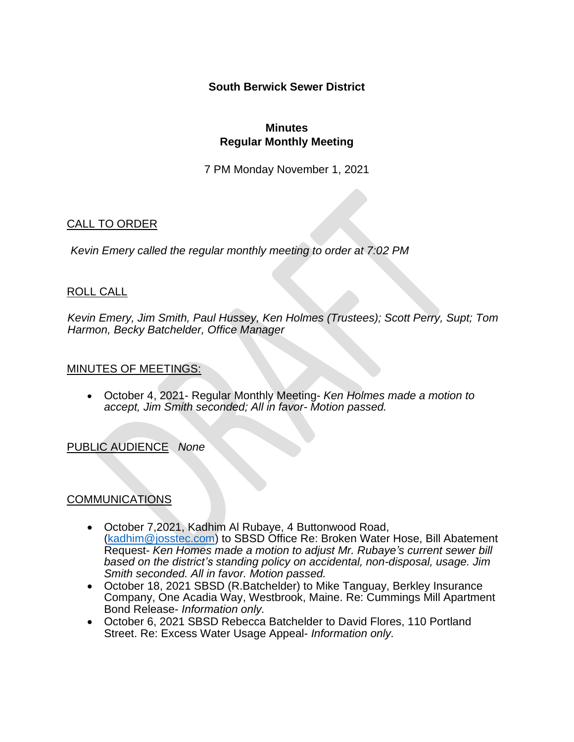**South Berwick Sewer District**

**Minutes**
**Regular Monthly Meeting**

7 PM Monday November 1, 2021

CALL TO ORDER

*Kevin Emery called the regular monthly meeting to order at 7:02 PM*

ROLL CALL

*Kevin Emery, Jim Smith, Paul Hussey, Ken Holmes (Trustees); Scott Perry, Supt; Tom Harmon, Becky Batchelder, Office Manager*

MINUTES OF MEETINGS:

- October 4, 2021- Regular Monthly Meeting- *Ken Holmes made a motion to accept, Jim Smith seconded; All in favor- Motion passed.*

PUBLIC AUDIENCE *None*

COMMUNICATIONS

- October 7,2021, Kadhim Al Rubaye, 4 Buttonwood Road, (kadhim@josstec.com) to SBSD Office Re: Broken Water Hose, Bill Abatement Request- *Ken Homes made a motion to adjust Mr. Rubaye's current sewer bill based on the district's standing policy on accidental, non-disposal, usage. Jim Smith seconded. All in favor. Motion passed.*
- October 18, 2021 SBSD (R.Batchelder) to Mike Tanguay, Berkley Insurance Company, One Acadia Way, Westbrook, Maine. Re: Cummings Mill Apartment Bond Release- *Information only.*
- October 6, 2021 SBSD Rebecca Batchelder to David Flores, 110 Portland Street. Re: Excess Water Usage Appeal- *Information only.*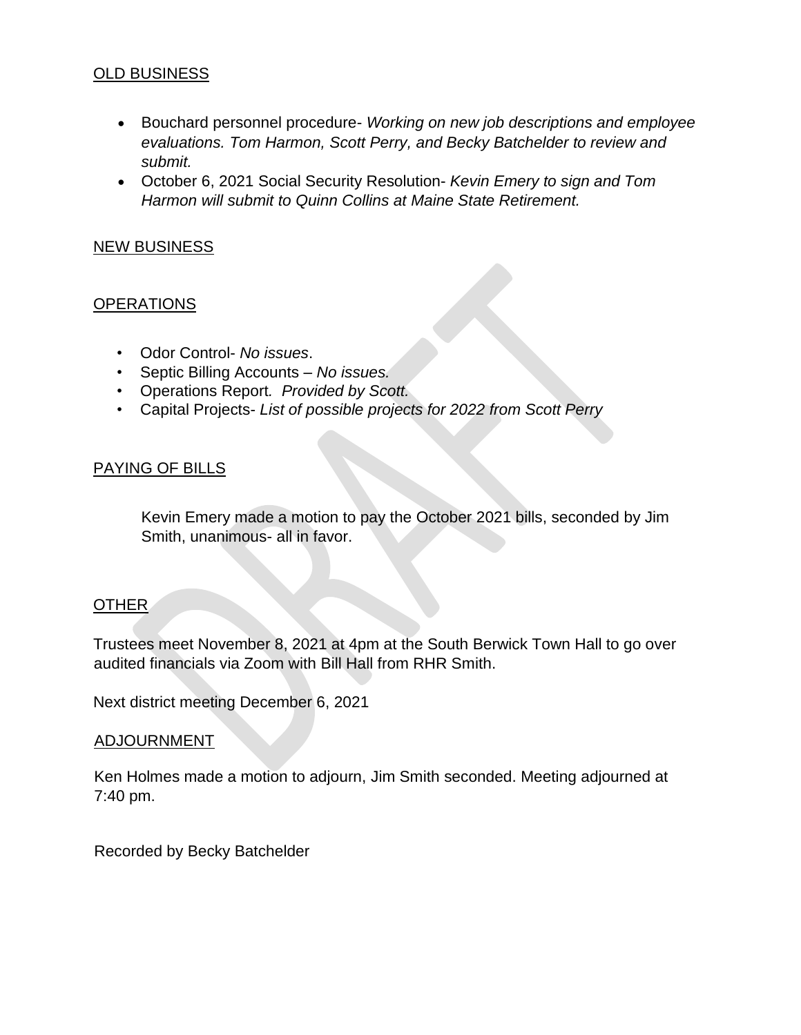OLD BUSINESS

- Bouchard personnel procedure- *Working on new job descriptions and employee evaluations. Tom Harmon, Scott Perry, and Becky Batchelder to review and submit.*
- October 6, 2021 Social Security Resolution- *Kevin Emery to sign and Tom Harmon will submit to Quinn Collins at Maine State Retirement.*

NEW BUSINESS

OPERATIONS

- Odor Control- *No issues*.
- Septic Billing Accounts – *No issues.*
- Operations Report. *Provided by Scott.*
- Capital Projects- *List of possible projects for 2022 from Scott Perry*

PAYING OF BILLS

Kevin Emery made a motion to pay the October 2021 bills, seconded by Jim Smith, unanimous- all in favor.

OTHER

Trustees meet November 8, 2021 at 4pm at the South Berwick Town Hall to go over audited financials via Zoom with Bill Hall from RHR Smith.

Next district meeting December 6, 2021

ADJOURNMENT

Ken Holmes made a motion to adjourn, Jim Smith seconded. Meeting adjourned at 7:40 pm.

Recorded by Becky Batchelder